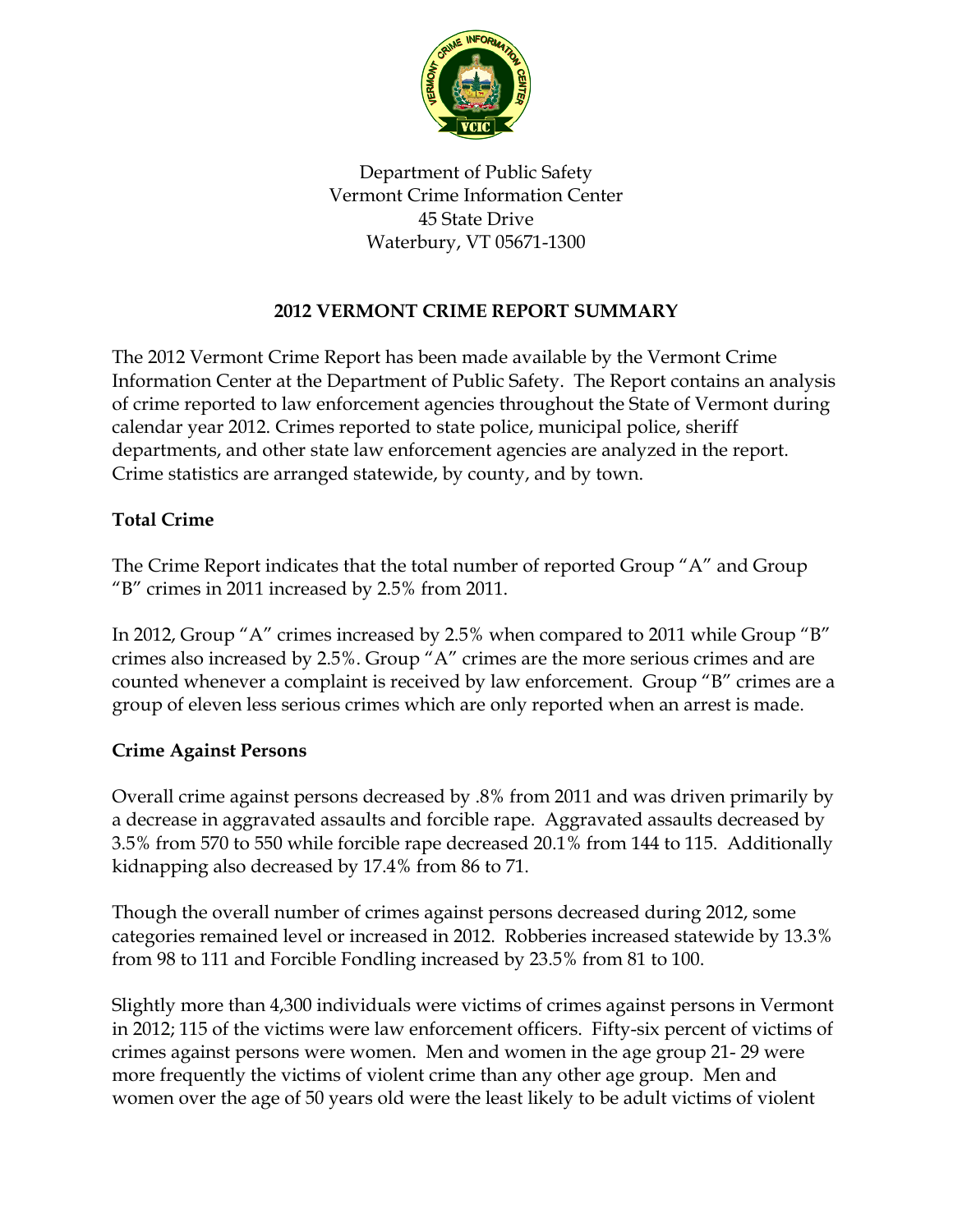Department of Public Safety
Vermont Crime Information Center
45 State Drive
Waterbury, VT 05671-1300

# 2012 VERMONT CRIME REPORT SUMMARY

The 2012 Vermont Crime Report has been made available by the Vermont Crime Information Center at the Department of Public Safety. The Report contains an analysis of crime reported to law enforcement agencies throughout the State of Vermont during calendar year 2012. Crimes reported to state police, municipal police, sheriff departments, and other state law enforcement agencies are analyzed in the report. Crime statistics are arranged statewide, by county, and by town.

## Total Crime

The Crime Report indicates that the total number of reported Group "A" and Group "B" crimes in 2011 increased by 2.5% from 2011.

In 2012, Group "A" crimes increased by 2.5% when compared to 2011 while Group "B" crimes also increased by 2.5%. Group "A" crimes are the more serious crimes and are counted whenever a complaint is received by law enforcement. Group "B" crimes are a group of eleven less serious crimes which are only reported when an arrest is made.

## Crime Against Persons

Overall crime against persons decreased by .8% from 2011 and was driven primarily by a decrease in aggravated assaults and forcible rape. Aggravated assaults decreased by 3.5% from 570 to 550 while forcible rape decreased 20.1% from 144 to 115. Additionally kidnapping also decreased by 17.4% from 86 to 71.

Though the overall number of crimes against persons decreased during 2012, some categories remained level or increased in 2012. Robberies increased statewide by 13.3% from 98 to 111 and Forcible Fondling increased by 23.5% from 81 to 100.

Slightly more than 4,300 individuals were victims of crimes against persons in Vermont in 2012; 115 of the victims were law enforcement officers. Fifty-six percent of victims of crimes against persons were women. Men and women in the age group 21- 29 were more frequently the victims of violent crime than any other age group. Men and women over the age of 50 years old were the least likely to be adult victims of violent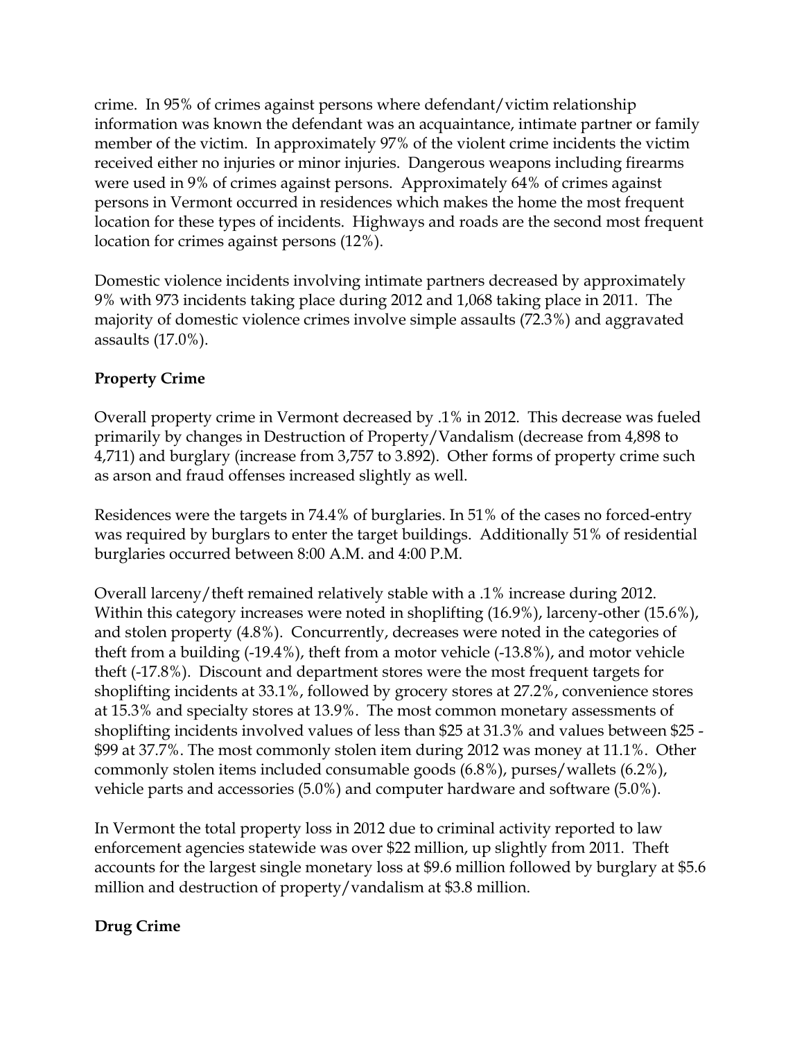crime. In 95% of crimes against persons where defendant/victim relationship information was known the defendant was an acquaintance, intimate partner or family member of the victim. In approximately 97% of the violent crime incidents the victim received either no injuries or minor injuries. Dangerous weapons including firearms were used in 9% of crimes against persons. Approximately 64% of crimes against persons in Vermont occurred in residences which makes the home the most frequent location for these types of incidents. Highways and roads are the second most frequent location for crimes against persons (12%).

Domestic violence incidents involving intimate partners decreased by approximately 9% with 973 incidents taking place during 2012 and 1,068 taking place in 2011. The majority of domestic violence crimes involve simple assaults (72.3%) and aggravated assaults (17.0%).

## Property Crime

Overall property crime in Vermont decreased by .1% in 2012. This decrease was fueled primarily by changes in Destruction of Property/Vandalism (decrease from 4,898 to 4,711) and burglary (increase from 3,757 to 3.892). Other forms of property crime such as arson and fraud offenses increased slightly as well.

Residences were the targets in 74.4% of burglaries. In 51% of the cases no forced-entry was required by burglars to enter the target buildings. Additionally 51% of residential burglaries occurred between 8:00 A.M. and 4:00 P.M.

Overall larceny/theft remained relatively stable with a .1% increase during 2012. Within this category increases were noted in shoplifting (16.9%), larceny-other (15.6%), and stolen property (4.8%). Concurrently, decreases were noted in the categories of theft from a building (-19.4%), theft from a motor vehicle (-13.8%), and motor vehicle theft (-17.8%). Discount and department stores were the most frequent targets for shoplifting incidents at 33.1%, followed by grocery stores at 27.2%, convenience stores at 15.3% and specialty stores at 13.9%. The most common monetary assessments of shoplifting incidents involved values of less than $25 at 31.3% and values between $25 - $99 at 37.7%. The most commonly stolen item during 2012 was money at 11.1%. Other commonly stolen items included consumable goods (6.8%), purses/wallets (6.2%), vehicle parts and accessories (5.0%) and computer hardware and software (5.0%).

In Vermont the total property loss in 2012 due to criminal activity reported to law enforcement agencies statewide was over $22 million, up slightly from 2011. Theft accounts for the largest single monetary loss at $9.6 million followed by burglary at $5.6 million and destruction of property/vandalism at $3.8 million.

## Drug Crime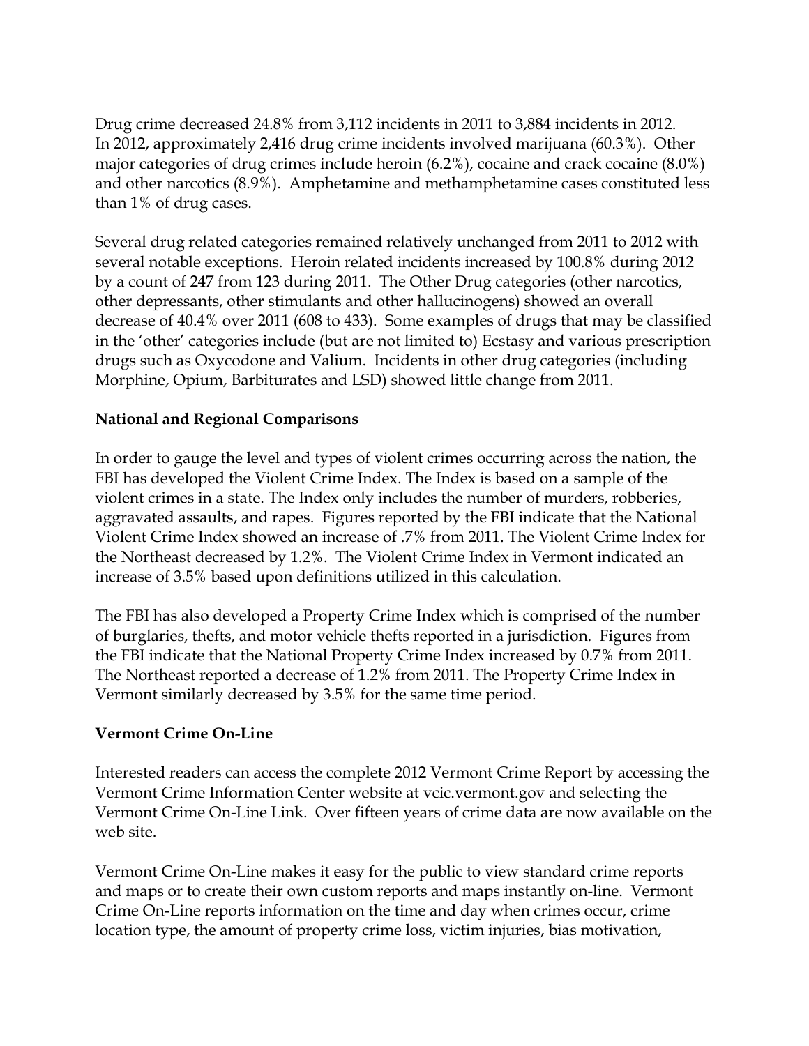Drug crime decreased 24.8% from 3,112 incidents in 2011 to 3,884 incidents in 2012. In 2012, approximately 2,416 drug crime incidents involved marijuana (60.3%). Other major categories of drug crimes include heroin (6.2%), cocaine and crack cocaine (8.0%) and other narcotics (8.9%). Amphetamine and methamphetamine cases constituted less than 1% of drug cases.

Several drug related categories remained relatively unchanged from 2011 to 2012 with several notable exceptions. Heroin related incidents increased by 100.8% during 2012 by a count of 247 from 123 during 2011. The Other Drug categories (other narcotics, other depressants, other stimulants and other hallucinogens) showed an overall decrease of 40.4% over 2011 (608 to 433). Some examples of drugs that may be classified in the 'other' categories include (but are not limited to) Ecstasy and various prescription drugs such as Oxycodone and Valium. Incidents in other drug categories (including Morphine, Opium, Barbiturates and LSD) showed little change from 2011.

**National and Regional Comparisons**

In order to gauge the level and types of violent crimes occurring across the nation, the FBI has developed the Violent Crime Index. The Index is based on a sample of the violent crimes in a state. The Index only includes the number of murders, robberies, aggravated assaults, and rapes. Figures reported by the FBI indicate that the National Violent Crime Index showed an increase of .7% from 2011. The Violent Crime Index for the Northeast decreased by 1.2%. The Violent Crime Index in Vermont indicated an increase of 3.5% based upon definitions utilized in this calculation.

The FBI has also developed a Property Crime Index which is comprised of the number of burglaries, thefts, and motor vehicle thefts reported in a jurisdiction. Figures from the FBI indicate that the National Property Crime Index increased by 0.7% from 2011. The Northeast reported a decrease of 1.2% from 2011. The Property Crime Index in Vermont similarly decreased by 3.5% for the same time period.

**Vermont Crime On-Line**

Interested readers can access the complete 2012 Vermont Crime Report by accessing the Vermont Crime Information Center website at vcic.vermont.gov and selecting the Vermont Crime On-Line Link. Over fifteen years of crime data are now available on the web site.

Vermont Crime On-Line makes it easy for the public to view standard crime reports and maps or to create their own custom reports and maps instantly on-line. Vermont Crime On-Line reports information on the time and day when crimes occur, crime location type, the amount of property crime loss, victim injuries, bias motivation,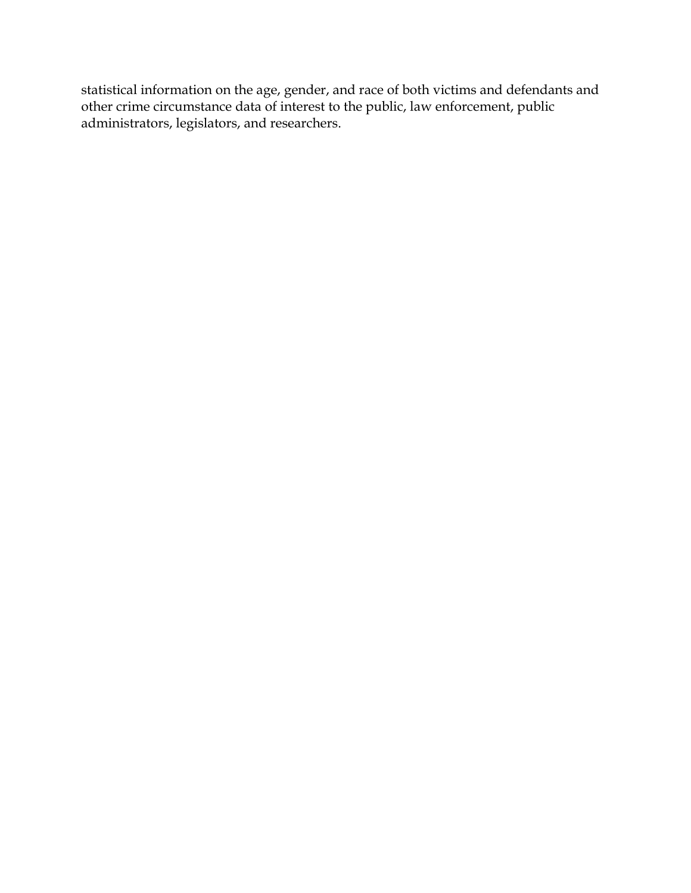statistical information on the age, gender, and race of both victims and defendants and other crime circumstance data of interest to the public, law enforcement, public administrators, legislators, and researchers.